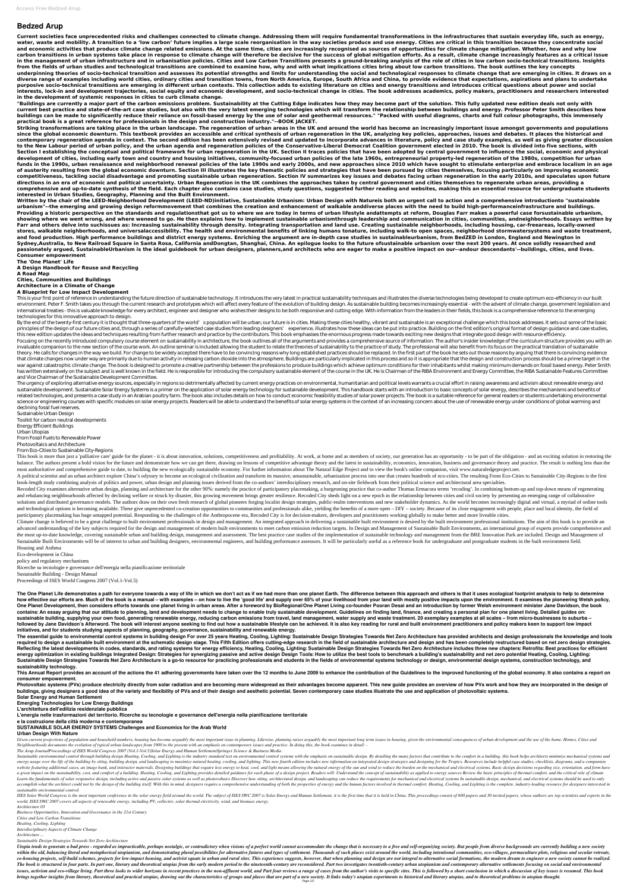# Bedzed Arup

**Current societies face unprecedented risks and challenges connected to climate change. Addressing them will require fundamental transformations in the infrastructures that sustain everyday life, such as energy, water, waste and mobility. A transition to a 'low carbon' future implies a large scale reorganisation in the way societies produce and use energy. Cities are critical in this transition because they concentrate social and economic activities that produce climate change related emissions. At the same time, cities are increasingly recognised as sources of opportunities for climate change mitigation. Whether, how and why low carbon transitions in urban systems take place in response to climate change will therefore be decisive for the success of global mitigation efforts. As a result, climate change increasingly features as a critical issue in the management of urban infrastructure and in urbanisation policies. Cities and Low Carbon Transitions presents a ground-breaking analysis of the role of cities in low carbon socio-technical transitions. Insights from the fields of urban studies and technological transitions are combined to examine how, why and with what implications cities bring about low carbon transitions. The book outlines the key concepts underpinning theories of socio-technical transition and assesses its potential strengths and limits for understanding the social and technological responses to climate change that are emerging in cities. It draws on a diverse range of examples including world cities, ordinary cities and transition towns, from North America, Europe, South Africa and China, to provide evidence that expectations, aspirations and plans to undertake purposive socio-technical transitions are emerging in different urban contexts. This collection adds to existing literature on cities and energy transitions and introduces critical questions about power and social interests, lock-in and development trajectories, social equity and economic development, and socio-technical change in cities. The book addresses academics, policy makers, practitioners and researchers interested in the development of systemic responses in cities to curb climate change.**

**"Buildings are currently a major part of the carbon emissions problem. Sustainability at the Cutting Edge indicates how they may become part of the solution. This fully updated new edition deals not only with current best practice and state-of-the-art case studies, but also with the very latest emerging technologies which will transform the relationship between buildings and energy. Professor Peter Smith describes how buildings can be made to significantly reduce their reliance on fossil-based energy by the use of solar and geothermal resources." "Packed with useful diagrams, charts and full colour photographs, this immensely practical book is a great reference for professionals in the design and construction industry."--BOOK JACKET.**

**Striking transformations are taking place in the urban landscape. The regeneration of urban areas in the UK and around the world has become an increasingly important issue amongst governments and populations since the global economic downturn. This textbook provides an accessible and critical synthesis of urban regeneration in the UK, analyzing key policies, approaches, issues and debates. It places the historical and contemporary regeneration agenda in context. The second edition has been extensively revised and updated to incorporate advances in literature, policy and case study examples, as well as giving greater discussion to the New Labour period of urban policy, and the urban agenda and regeneration policies of the Conservative-Liberal Democrat Coalition government elected in 2010. The book is divided into five sections, with Section I establishing the conceptual and political framework for urban regeneration in the UK. Section II traces policies that have been adopted by central government to influence the social, economic and physical development of cities, including early town and country and housing initiatives, community-focused urban policies of the late 1960s, entrepreneurial property-led regeneration of the 1980s, competition for urban funds in the 1990s, urban renaissance and neighborhood renewal policies of the late 1990s and early 2000s, and new approaches since 2010 which have sought to stimulate enterprise and embrace localism in an age of austerity resulting from the global economic downturn. Section III illustrates the key thematic policies and strategies that have been pursued by cities themselves, focusing particularly on improving economic competitiveness, tackling social disadvantage and promoting sustainable urban regeneration. Section IV summarizes key issues and debates facing urban regeneration in the early 2010s, and speculates upon future directions in an era of economic and political uncertainty. Urban Regeneration in the UK combines the approaches taken by central government and cities themselves to regenerate urban areas, providing a comprehensive and up-to-date synthesis of the field. Each chapter also contains case studies, study questions, suggested further reading and websites, making this an essential resource for undergraduate students interested in Urban Studies, Geography, Planning and the Built Environment.**

**Written by the chair of the LEED-Neighborhood Development (LEED-ND)initiative, Sustainable Urbanism: Urban Design with Natureis both an urgent call to action and a comprehensive introductionto "sustainable urbanism"--the emerging and growing design reformmovement that combines the creation and enhancement of walkable anddiverse places with the need to build high-performanceinfrastructure and buildings. Providing a historic perspective on the standards and regulationsthat got us to where we are today in terms of urban lifestyle andattempts at reform, Douglas Farr makes a powerful case forsustainable urbanism, showing where we went wrong, and where weneed to go. He then explains how to implement sustainable urbanismthrough leadership and communication in cities, communities, andneighborhoods. Essays written by Farr and others delve into suchissues as: Increasing sustainability through density. Integrating transportation and land use. Creating sustainable neighborhoods, including housing, car-freeareas, locally-owned stores, walkable neighborhoods, and universalaccessibility. The health and environmental benefits of linking humans tonature, including walk-to open spaces, neighborhood stormwatersystems and waste treatment, and food production. High performance buildings and district energy systems. Enriching the argument are in-depth case studies in sustainableurbanism, from BedZED in London, England and Newington in Sydney,Australia, to New Railroad Square in Santa Rosa, California andDongtan, Shanghai, China. An epilogue looks to the future ofsustainable urbanism over the next 200 years. At once solidly researched and passionately argued, SustainableUrbanism is the ideal guidebook for urban designers, planners,and architects who are eager to make a positive impact on our--andour descendants'--buildings, cities, and lives. Consumer empowerment**

**The 'One Planet' Life**
**A Design Handbook for Reuse and Recycling**
**A Road Map**
**Cities, Communities and Buildings**
**Architecture in a Climate of Change**
**A Blueprint for Low Impact Development**

This is your first point of reference in understanding the future direction of sustainable technology. It introduces the very latest in practical sustainability techniques and illustrates the diverse technologies being developed to create optimum eco-efficiency in our built environment. Peter F. Smith takes you through the current research and prototypes which will affect every feature of the evolution of building design. As sustainable building becomes increasingly essential - with the advent of climate change, government legislation and international treaties - this is valuable knowledge for every architect, engineer and designer who wishes their designs to be both responsive and cutting edge. With information from the leaders in their fields, this book is a comprehensive reference to the emerging technologies for this innovative approach to design.

By the end of the twenty-first century it is thought that three-quarters of the world's population will be urban; our future is in cities. Making these cities healthy, vibrant and sustainable is an exceptional challenge which this book addresses. It sets out some of the basic principles of the design of our future cities and, through a series of carefully-selected case studies from leading designers' experience, illustrates how these ideas can be put into practice. Building on the first edition's original format of design guidance and case studies, this new edition updates the ideas and techniques resulting from further research and practice by the contributors. This book emphasises the enormous progress made towards exciting new designs that integrate good design with resource efficiency.

Focusing on the recently introduced compulsory course element on sustainability in architecture, the book outlines all of the arguments and provides a comprehensive source of information. The author's insider knowledge of the curriculum structure provides you with an invaluable companion to the new section of the course work. An outline seminar is included allowing the student to relate the theories of sustainability to the practice of study. The professional will also benefit from its focus on the practical translation of sustainable theory. He calls for changes in the way we build. For change to be widely accepted there have to be convincing reasons why long established practices should be replaced. In the first part of the book he sets out those reasons by arguing that there is convincing evidence that climate changes now under way are primarily due to human activity in releasing carbon dioxide into the atmosphere. Buildings are particularly implicated in this process and so it is appropriate that the design and construction process should be a prime target in the war against catastrophic climate change. The book is designed to promote a creative partnership between the professions to produce buildings which achieve optimum conditions for their inhabitants whilst making minimum demands on fossil based energy. Peter Smith has written extensively on the subject and is well known in the field. He is responsible for introducing the compulsory sustainable element of the course in the UK. He is Chairman of the RIBA Environment and Energy Committee, the RIBA Sustainable Futures Committee and Vice Chairman of the Sustainable Development Committee.

The urgency of exploring alternative energy sources, especially in regions so detrimentally affected by current energy practices on environmental, humanitarian and political levels warrants a crucial effort in raising awareness and activism about renewable energy and sustainable development. Sustainable Solar Energy Systems is a primer on the application of solar energy technology for sustainable development. This handbook starts with an introduction to basic concepts of solar energy, describes the mechanisms and benefits of related technologies, and presents a case study in an Arabian poultry farm. The book also includes details on how to conduct economic feasibility studies of solar power projects. The book is a suitable reference for general readers or students undertaking environmental science or engineering courses with specific modules on solar energy projects. Readers will be able to understand the benefits of solar energy systems in the context of an increasing concern about the use of renewable energy under conditions of global warming and declining fossil fuel reserves.

Sustainable Urban Design
Toolkit for carbon neutral developments
Energy Efficient Buildings
Urban Utopias
From Fossil Fuels to Renewable Power
Photovoltaics and Architecture
From Eco-Cities to Sustainable City-Regions

This book is more than just a 'palliative care' guide for the planet - it is about innovation, solutions, competitiveness and profitability. At work, at home and as members of society, our generation has an opportunity - to be part of the obligation - and an exciting solution in restoring the balance. The authors present a bold vision for the future and demonstrate how we can get there, drawing on lessons of competitive advantage theory and the latest in sustainability, economics, innovation, business and governance theory and practice. The result is nothing less than the most authoritative and comprehensive guide to date, to building the new ecologically sustainable economy. For further information about The Natural Edge Project and to view the book's online companion, visit www.naturaledgeproject.net.

A political scientist and an urban architect explore China's odyssey to become an ecological civilization and transform its massive, unsustainable, urbanization process into one that creates hundreds of eco-cities. The resulting From Eco-Cities to Sustainable City-Regions is the first book-length study combining analysis of politics and power, urban design and planning issues derived from the co-authors' interdisciplinary research, and on-site fieldwork from their political science and architectural area specialties.

Recoded City examines alternative urban design, planning and architecture for the other 90%: namely the practice of participatory placemaking, a burgeoning practice that co-author Thomas Ermacora terms 'recoding'. In combining bottom-up and top-down means of regenerating and rebalancing neighbourhoods affected by declining welfare or struck by disaster, this growing movement brings greater resilience. Recoded City sheds light on a new epoch in the relationship between cities and civil society by presenting an emerging range of collaborative solutions and distributed governance models. The authors draw on their own fresh research of global pioneers forging localist design strategies, public-realm interventions and new stakeholder dynamics. As the world becomes increasingly digital and virtual, a myriad of online tools and technological options is becoming available. These give unprecedented co-creation opportunities to communities and professionals alike, yielding the benefits of a more open – DIY – society. Because of its close engagement with people, place and local identity, the field of participatory placemaking has huge untapped potential. Responding to the challenges of the Anthropocene era, Recoded City is for decision-makers, developers and practitioners working globally to make better and more liveable cities.

Climate change is believed to be a great challenge to built environment professionals in design and management. An integrated approach in delivering a sustainable built environment is desired by the built environment professional institutions. The aim of this book is to provide an advanced understanding of the key subjects required for the design and management of modern built environments to meet carbon emission reduction targets. In Design and Management of Sustainable Built Environments, an international group of experts provide comprehensive and the most up-to-date knowledge, covering sustainable urban and building design, management and assessment. The best practice case studies of the implementation of sustainable technology and management from the BRE Innovation Park are included. Design and Management of Sustainable Built Environments will be of interest to urban and building designers, environmental engineers, and building performance assessors. It will be particularly useful as a reference book for undergraduate and postgraduate students in the built environment field.

Housing and Asthma
Eco-development in China
policy and regulatory mechanisms
Ricerche su tecnologie e governance dell'energia nella pianificazione territoriale
Sustainable Building - Design Manual
Proceedings of ISES World Congress 2007 (Vol.1-Vol.5)

**The One Planet Life demonstrates a path for everyone towards a way of life in which we don't act as if we had more than one planet Earth. The difference between this approach and others is that it uses ecological footprint analysis to help to determine how effective our efforts are. Much of the book is a manual – with examples – on how to live the 'good life' and supply over 65% of your livelihood from your land with mostly positive impacts upon the environment. It examines the pioneering Welsh policy, One Planet Development, then considers efforts towards one planet living in urban areas. After a foreword by BioRegional/One Planet Living co-founder Pooran Desai and an introduction by former Welsh environment minister Jane Davidson, the book contains: An essay arguing that our attitude to planning, land and development needs to change to enable truly sustainable development. Guidelines on finding land, finance, and creating a personal plan for one planet living. Detailed guides on: sustainable building, supplying your own food, generating renewable energy, reducing carbon emissions from travel, land management, water supply and waste treatment. 20 exemplary examples at all scales – from micro-businesses to suburbs – followed by Jane Davidson's Afterword. The book will interest anyone seeking to find out how a sustainable lifestyle can be achieved. It is also key reading for rural and built environment practitioners and policy makers keen to support low impact initiatives, and for students studying aspects of planning, geography, governance, sustainability and renewable energy.**

**The essential guide to environmental control systems in building design For over 25 years Heating, Cooling, Lighting: Sustainable Design Strategies Towards Net Zero Architecture has provided architects and design professionals the knowledge and tools required to design a sustainable built environment at the schematic design stage. This Fifth Edition offers cutting-edge research in the field of sustainable architecture and design and has been completely restructured based on net zero design strategies. Reflecting the latest developments in codes, standards, and rating systems for energy efficiency, Heating, Cooling, Lighting: Sustainable Design Strategies Towards Net Zero Architecture includes three new chapters: Retrofits: Best practices for efficient energy optimization in existing buildings Integrated Design: Strategies for synergizing passive and active design Design Tools: How to utilize the best tools to benchmark a building's sustainability and net zero potential Heating, Cooling, Lighting: Sustainable Design Strategies Towards Net Zero Architecture is a go-to resource for practicing professionals and students in the fields of environmental systems technology or design, environmental design systems, construction technology, and sustainability technology.**

**This Annual Report provides an account of the actions the 41 adhering governments have taken over the 12 months to June 2009 to enhance the contribution of the Guidelines to the improved functioning of the global economy. It also contains a report on consumer empowerment.**

**Photovoltaic systems (PVs) produce electricity directly from solar radiation and are becoming more widespread as their advantages become apparent. This new guide provides an overview of how PVs work and how they are incorporated in the design of buildings, giving designers a good idea of the variety and flexibility of PVs and of their design and aesthetic potential. Seven contemporary case studies illustrate the use and application of photovoltaic systems.**

**Solar Energy and Human Settlement**
**Emerging Technologies for Low Energy Buildings**
**L'architettura dell'edilizia residenziale pubblica**
**L'energia nelle trasformazioni del territorio. Ricerche su tecnologie e governance dell'energia nella pianificazione territoriale**
**e la costruzione della città moderna e contemporanea**
**SUSTAINABLE SOLAR ENERGY SYSTEMS Challenges and Economics for the Arab World**
**Urban Design With Nature**

*Given current projections of population and household numbers, housing has become arguably the most important issue in planning. Likewise, planning raises arguably the most important long term issues in housing, given the environmental consequences of urban development and the use of the home. Homes, Cities and Neighbourhoods documents the evolution of typical urban landscapes from 1900 to the present with an emphasis on contemporary issues and practice. In doing this, the book examines in detail: -*

*The Arup JournalProceedings of ISES World Congress 2007 (Vol.I-Vol.5)Solar Energy and Human SettlementSpringer Science & Business Media*

*Sustainable environmental control through building design Heating, Cooling, and Lighting is the industry standard text on environmental control systems with the emphasis on sustainable design. By detailing the many factors that contribute to the comfort in a building, this book helps architects minimize mechanical systems and energy usage over the life of the building by siting, building design, and landscaping to maximize natural heating, cooling, and lighting. This new fourth edition includes new information on integrated design strategies and designing for the Tropics. Resources include helpful case studies, checklists, diagrams, and a companion website featuring additional cases, an image bank, and instructor materials. Designing buildings that require less energy to heat, cool, and light means allowing the natural energy of the sun and wind to reduce the burden on the mechanical and electrical systems. Basic design decisions regarding size, orientation, and form have a great impact on the sustainability, cost, and comfort of a building. Heating, Cooling, and Lighting provides detailed guidance for each phase of a design project. Readers will: Understand the concept of sustainability as applied to energy sources Review the basic principles of thermal comfort, and the critical role of climate Learn the fundamentals of solar responsive design, including active and passive solar systems as well as photovoltaics Discover how siting, architectural design, and landscaping can reduce the requirements for mechanical and electrical systems In sustainable design, mechanical, and electrical systems should be used to only accomplish what the architect could not by the design of the building itself. With this in mind, designers require a comprehensive understanding of both the properties of energy and the human factors involved in thermal comfort. Heating, Cooling, and Lighting is the complete, industry-leading resource for designers interested in sustainable environmental control.*

*ISES Solar World Congress is the most important conference in the solar energy field around the world. The subject of ISES SWC 2007 is Solar Energy and Human Settlement, it is the first time that it is held in China. This proceedings consist of 600 papers and 30 invited papers, whose authors are top scientists and experts in the world. ISES SWC 2007 covers all aspects of renewable energy, including PV, collector, solar thermal electricity, wind, and biomass energy.*

*Architecture 03*
*Business Opportunities, Innovation and Governance in the 21st Century*
*Cities and Low Carbon Transitions*
*Heating, Cooling, Lighting*
*Interdisciplinary Aspects of Climate Change*
*Architecture ...*
*Sustainable Design Strategies Towards Net Zero Architecture*

*Utopia tends to generate a bad press - regarded as impracticable, perhaps nostalgic, or contradictory when visions of a perfect world cannot accommodate the change that is necessary to a free and self-organizing society. But people from diverse backgrounds are currently building a new society within the old, balancing literal and metaphorical utopianism, and demonstrating plural possibilities for alternative futures and types of settlement. Thousands of such places exist around the world, including intentional communities, eco-villages, permaculture plots, religious and secular retreats, co-housing projects, self-build schemes, projects for low-impact housing, and activist squats in urban and rural sites. This experience suggests, however, that when planning and design are not integral to alternative social formations, the modern dream to engineer a new society cannot be realized. The book is structured in four parts. In part one, literary and theoretical utopias from the early modern period to the nineteenth-century are reconsidered. Part two investigates twentieth-century urban utopianism and contemporary alternative settlements focusing on social and environmental issues, activism and eco-village living. Part three looks to wider horizons in recent practices in the non-affluent world, and Part four reviews a range of cases from the author's visits to specific sites. This is followed by a short conclusion in which a discussion of key issues is resumed. This book brings together insights from literary, theoretical and practical utopias, drawing out the characteristics of groups and places that are part of a new society. It links today's utopian experiments to historical and literary utopias, and to theoretical problems in utopian thought.*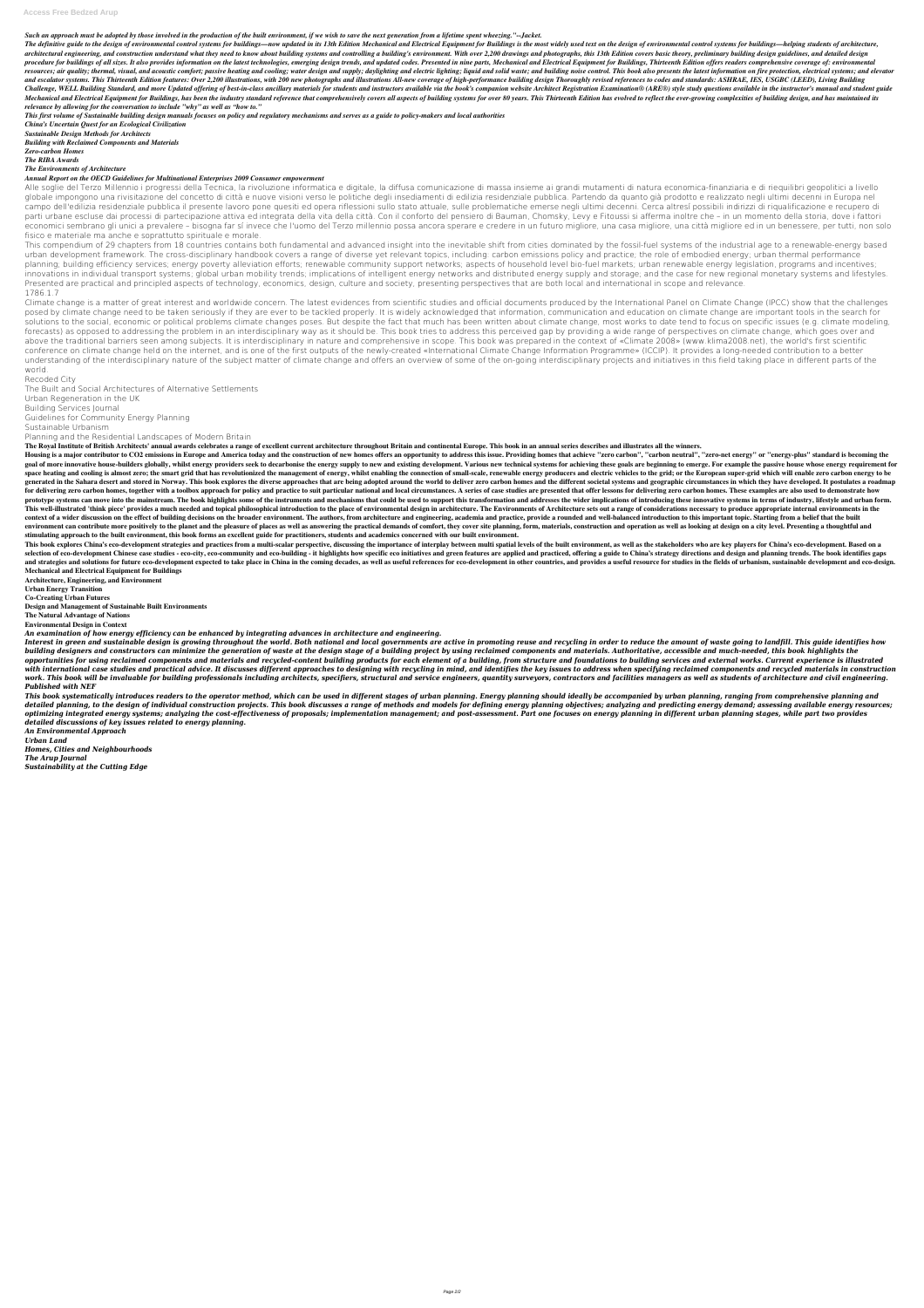*Such an approach must be adopted by those involved in the production of the built environment, if we wish to save the next generation from a lifetime spent wheezing."--Jacket.*

*The definitive guide to the design of environmental control systems for buildings—now updated in its 13th Edition Mechanical and Electrical Equipment for Buildings is the most widely used text on the design of environmental control systems for buildings—helping students of architecture, architectural engineering, and construction understand what they need to know about building systems and controlling a building's environment. With over 2,200 drawings and photographs, this 13th Edition covers basic theory, preliminary building design guidelines, and detailed design procedure for buildings of all sizes. It also provides information on the latest technologies, emerging design trends, and updated codes. Presented in nine parts, Mechanical and Electrical Equipment for Buildings, Thirteenth Edition offers readers comprehensive coverage of: environmental resources; air quality; thermal, visual, and acoustic comfort; passive heating and cooling; water design and supply; daylighting and electric lighting; liquid and solid waste; and building noise control. This book also presents the latest information on fire protection, electrical systems; and elevator and escalator systems. This Thirteenth Edition features: Over 2,200 illustrations, with 200 new photographs and illustrations All-new coverage of high-performance building design Thoroughly revised references to codes and standards: ASHRAE, IES, USGBC (LEED), Living Building Challenge, WELL Building Standard, and more Updated offering of best-in-class ancillary materials for students and instructors available via the book's companion website Architect Registration Examination® (ARE®) style study questions available in the instructor's manual and student guide Mechanical and Electrical Equipment for Buildings, has been the industry standard reference that comprehensively covers all aspects of building systems for over 80 years. This Thirteenth Edition has evolved to reflect the ever-growing complexities of building design, and has maintained its relevance by allowing for the conversation to include "why" as well as "how to."*

*This first volume of Sustainable building design manuals focuses on policy and regulatory mechanisms and serves as a guide to policy-makers and local authorities*

*China's Uncertain Quest for an Ecological Civilization*

*Sustainable Design Methods for Architects*

*Building with Reclaimed Components and Materials*

*Zero-carbon Homes*

*The RIBA Awards*

*The Environments of Architecture*

*Annual Report on the OECD Guidelines for Multinational Enterprises 2009 Consumer empowerment*

Alle soglie del Terzo Millennio i progressi della Tecnica, la rivoluzione informatica e digitale, la diffusa comunicazione di massa insieme ai grandi mutamenti di natura economica-finanziaria e di riequilibri geopolitici a livello globale impongono una rivisitazione del concetto di città e nuove visioni verso le politiche degli insediamenti di edilizia residenziale pubblica. Partendo da quanto già prodotto e realizzato negli ultimi decenni in Europa nel campo dell'edilizia residenziale pubblica il presente lavoro pone quesiti ed opera riflessioni sullo stato attuale, sulle problematiche emerse negli ultimi decenni. Cerca altresí possibili indirizzi di riqualificazione e recupero di parti urbane escluse dai processi di partecipazione attiva ed integrata della vita della città. Con il conforto del pensiero di Bauman, Chomsky, Levy e Fitoussi si afferma inoltre che – in un momento della storia, dove i fattori economici sembrano gli unici a prevalere – bisogna far sí invece che l'uomo del Terzo millennio possa ancora sperare e credere in un futuro migliore, una casa migliore, una città migliore ed in un benessere, per tutti, non solo fisico e materiale ma anche e soprattutto spirituale e morale.

This compendium of 29 chapters from 18 countries contains both fundamental and advanced insight into the inevitable shift from cities dominated by the fossil-fuel systems of the industrial age to a renewable-energy based urban development framework. The cross-disciplinary handbook covers a range of diverse yet relevant topics, including: carbon emissions policy and practice; the role of embodied energy; urban thermal performance planning; building efficiency services; energy poverty alleviation efforts; renewable community support networks; aspects of household level bio-fuel markets; urban renewable energy legislation, programs and incentives; innovations in individual transport systems; global urban mobility trends; implications of intelligent energy networks and distributed energy supply and storage; and the case for new regional monetary systems and lifestyles. Presented are practical and principled aspects of technology, economics, design, culture and society, presenting perspectives that are both local and international in scope and relevance.

1786.1.7

Climate change is a matter of great interest and worldwide concern. The latest evidences from scientific studies and official documents produced by the International Panel on Climate Change (IPCC) show that the challenges posed by climate change need to be taken seriously if they are ever to be tackled properly. It is widely acknowledged that information, communication and education on climate change are important tools in the search for solutions to the social, economic or political problems climate changes poses. But despite the fact that much has been written about climate change, most works to date tend to focus on specific issues (e.g. climate modeling, forecasts) as opposed to addressing the problem in an interdisciplinary way as it should be. This book tries to address this perceived gap by providing a wide range of perspectives on climate change, which goes over and above the traditional barriers seen among subjects. It is interdisciplinary in nature and comprehensive in scope. This book was prepared in the context of «Climate 2008» (www.klima2008.net), the world's first scientific conference on climate change held on the internet, and is one of the first outputs of the newly-created «International Climate Change Information Programme» (ICCIP). It provides a long-needed contribution to a better understanding of the interdisciplinary nature of the subject matter of climate change and offers an overview of some of the on-going interdisciplinary projects and initiatives in this field taking place in different parts of the world.

Recoded City

The Built and Social Architectures of Alternative Settlements

Urban Regeneration in the UK

Building Services Journal

Guidelines for Community Energy Planning

Sustainable Urbanism

Planning and the Residential Landscapes of Modern Britain

**The Royal Institute of British Architects' annual awards celebrates a range of excellent current architecture throughout Britain and continental Europe. This book in an annual series describes and illustrates all the winners.**

**Housing is a major contributor to CO2 emissions in Europe and America today and the construction of new homes offers an opportunity to address this issue. Providing homes that achieve "zero carbon", "carbon neutral", "zero-net energy" or "energy-plus" standard is becoming the goal of more innovative house-builders globally, whilst energy providers seek to decarbonise the energy supply to new and existing development. Various new technical systems for achieving these goals are beginning to emerge. For example the passive house whose energy requirement for space heating and cooling is almost zero; the smart grid that has revolutionized the management of energy, whilst enabling the connection of small-scale, renewable energy producers and electric vehicles to the grid; or the European super-grid which will enable zero carbon energy to be generated in the Sahara desert and stored in Norway. This book explores the diverse approaches that are being adopted around the world to deliver zero carbon homes and the different societal systems and geographic circumstances in which they have developed. It postulates a roadmap for delivering zero carbon homes, together with a toolbox approach for policy and practice to suit particular national and local circumstances. A series of case studies are presented that offer lessons for delivering zero carbon homes. These examples are also used to demonstrate how prototype systems can move into the mainstream. The book highlights some of the instruments and mechanisms that could be used to support this transformation and addresses the wider implications of introducing these innovative systems in terms of industry, lifestyle and urban form.**

**This well-illustrated 'think piece' provides a much needed and topical philosophical introduction to the place of environmental design in architecture. The Environments of Architecture sets out a range of considerations necessary to produce appropriate internal environments in the context of a wider discussion on the effect of building decisions on the broader environment. The authors, from architecture and engineering, academia and practice, provide a rounded and well-balanced introduction to this important topic. Starting from a belief that the built environment can contribute more positively to the planet and the pleasure of places as well as answering the practical demands of comfort, they cover site planning, form, materials, construction and operation as well as looking at design on a city level. Presenting a thoughtful and stimulating approach to the built environment, this book forms an excellent guide for practitioners, students and academics concerned with our built environment.**

**This book explores China's eco-development strategies and practices from a multi-scalar perspective, discussing the importance of interplay between multi spatial levels of the built environment, as well as the stakeholders who are key players for China's eco-development. Based on a selection of eco-development Chinese case studies - eco-city, eco-community and eco-building - it highlights how specific eco initiatives and green features are applied and practiced, offering a guide to China's strategy directions and design and planning trends. The book identifies gaps and strategies and solutions for future eco-development expected to take place in China in the coming decades, as well as useful references for eco-development in other countries, and provides a useful resource for studies in the fields of urbanism, sustainable development and eco-design.**

**Mechanical and Electrical Equipment for Buildings**

**Architecture, Engineering, and Environment**

**Urban Energy Transition**

**Co-Creating Urban Futures**

**Design and Management of Sustainable Built Environments**

**The Natural Advantage of Nations**

**Environmental Design in Context**

***An examination of how energy efficiency can be enhanced by integrating advances in architecture and engineering.***

***Interest in green and sustainable design is growing throughout the world. Both national and local governments are active in promoting reuse and recycling in order to reduce the amount of waste going to landfill. This guide identifies how building designers and constructors can minimize the generation of waste at the design stage of a building project by using reclaimed components and materials. Authoritative, accessible and much-needed, this book highlights the opportunities for using reclaimed components and materials and recycled-content building products for each element of a building, from structure and foundations to building services and external works. Current experience is illustrated with international case studies and practical advice. It discusses different approaches to designing with recycling in mind, and identifies the key issues to address when specifying reclaimed components and recycled materials in construction work. This book will be invaluable for building professionals including architects, specifiers, structural and service engineers, quantity surveyors, contractors and facilities managers as well as students of architecture and civil engineering. Published with NEF***

***This book systematically introduces readers to the operator method, which can be used in different stages of urban planning. Energy planning should ideally be accompanied by urban planning, ranging from comprehensive planning and detailed planning, to the design of individual construction projects. This book discusses a range of methods and models for defining energy planning objectives; analyzing and predicting energy demand; assessing available energy resources; optimizing integrated energy systems; analyzing the cost-effectiveness of proposals; implementation management; and post-assessment. Part one focuses on energy planning in different urban planning stages, while part two provides detailed discussions of key issues related to energy planning.***

***An Environmental Approach***

***Urban Land***

***Homes, Cities and Neighbourhoods***

***The Arup Journal***

***Sustainability at the Cutting Edge***